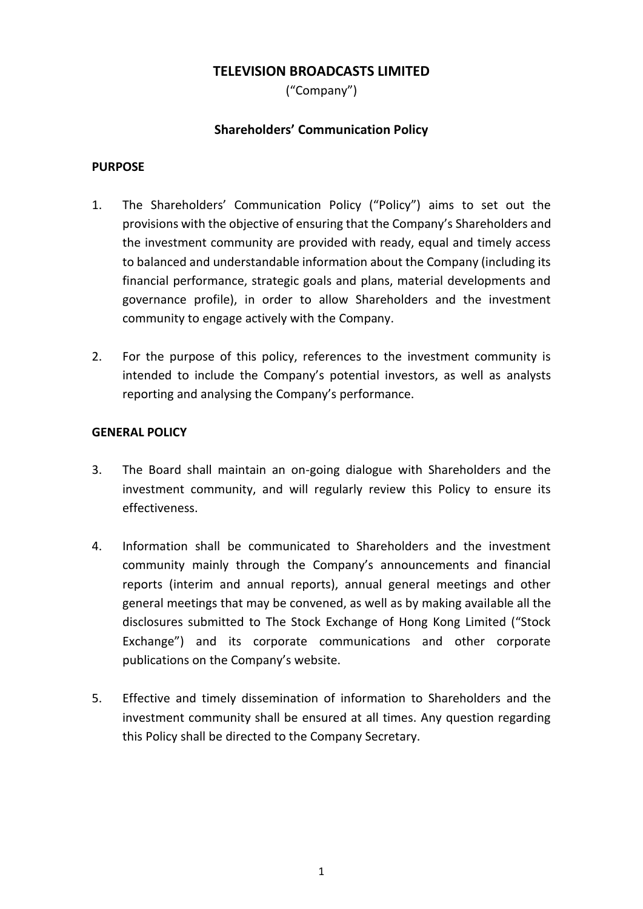# TELEVISION BROADCASTS LIMITED

("Company")

## Shareholders' Communication Policy

### PURPOSE

1. The Shareholders' Communication Policy ("Policy") aims to set out the provisions with the objective of ensuring that the Company's Shareholders and the investment community are provided with ready, equal and timely access to balanced and understandable information about the Company (including its financial performance, strategic goals and plans, material developments and governance profile), in order to allow Shareholders and the investment community to engage actively with the Company.

2. For the purpose of this policy, references to the investment community is intended to include the Company's potential investors, as well as analysts reporting and analysing the Company's performance.

### GENERAL POLICY

3. The Board shall maintain an on-going dialogue with Shareholders and the investment community, and will regularly review this Policy to ensure its effectiveness.

4. Information shall be communicated to Shareholders and the investment community mainly through the Company's announcements and financial reports (interim and annual reports), annual general meetings and other general meetings that may be convened, as well as by making available all the disclosures submitted to The Stock Exchange of Hong Kong Limited ("Stock Exchange") and its corporate communications and other corporate publications on the Company's website.

5. Effective and timely dissemination of information to Shareholders and the investment community shall be ensured at all times. Any question regarding this Policy shall be directed to the Company Secretary.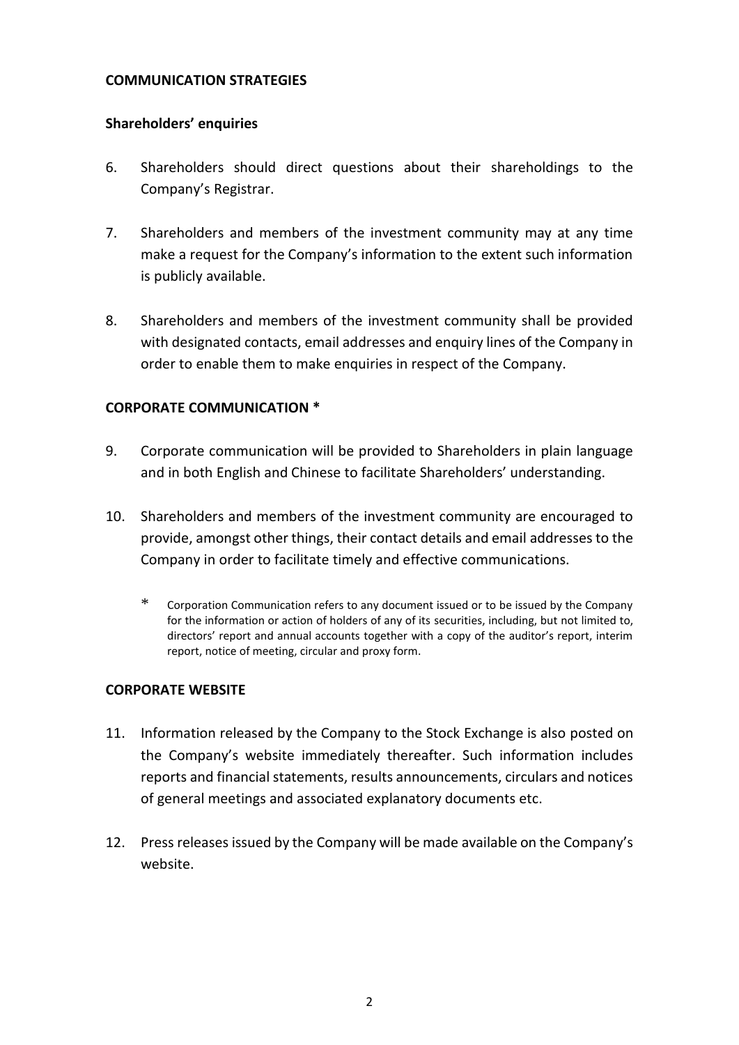## COMMUNICATION STRATEGIES

### Shareholders' enquiries

6. Shareholders should direct questions about their shareholdings to the Company's Registrar.

7. Shareholders and members of the investment community may at any time make a request for the Company's information to the extent such information is publicly available.

8. Shareholders and members of the investment community shall be provided with designated contacts, email addresses and enquiry lines of the Company in order to enable them to make enquiries in respect of the Company.

## CORPORATE COMMUNICATION *

9. Corporate communication will be provided to Shareholders in plain language and in both English and Chinese to facilitate Shareholders' understanding.

10. Shareholders and members of the investment community are encouraged to provide, amongst other things, their contact details and email addresses to the Company in order to facilitate timely and effective communications.

\* Corporation Communication refers to any document issued or to be issued by the Company for the information or action of holders of any of its securities, including, but not limited to, directors' report and annual accounts together with a copy of the auditor's report, interim report, notice of meeting, circular and proxy form.

## CORPORATE WEBSITE

11. Information released by the Company to the Stock Exchange is also posted on the Company's website immediately thereafter. Such information includes reports and financial statements, results announcements, circulars and notices of general meetings and associated explanatory documents etc.

12. Press releases issued by the Company will be made available on the Company's website.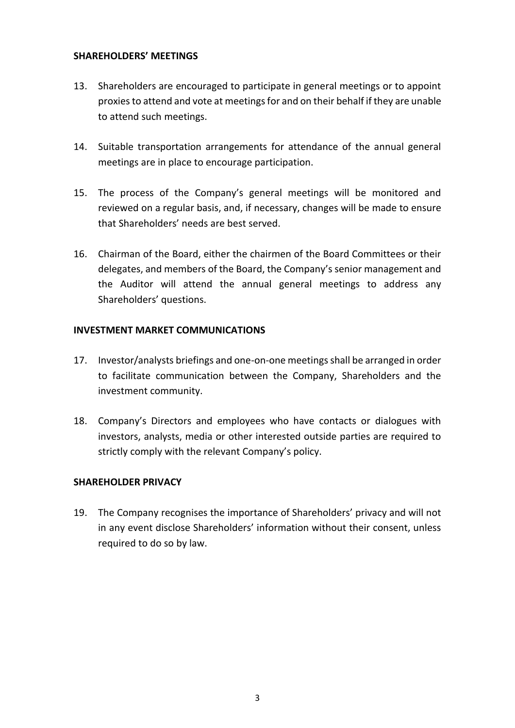**SHAREHOLDERS' MEETINGS**

13. Shareholders are encouraged to participate in general meetings or to appoint proxies to attend and vote at meetings for and on their behalf if they are unable to attend such meetings.

14. Suitable transportation arrangements for attendance of the annual general meetings are in place to encourage participation.

15. The process of the Company's general meetings will be monitored and reviewed on a regular basis, and, if necessary, changes will be made to ensure that Shareholders' needs are best served.

16. Chairman of the Board, either the chairmen of the Board Committees or their delegates, and members of the Board, the Company's senior management and the Auditor will attend the annual general meetings to address any Shareholders' questions.

**INVESTMENT MARKET COMMUNICATIONS**

17. Investor/analysts briefings and one-on-one meetings shall be arranged in order to facilitate communication between the Company, Shareholders and the investment community.

18. Company's Directors and employees who have contacts or dialogues with investors, analysts, media or other interested outside parties are required to strictly comply with the relevant Company's policy.

**SHAREHOLDER PRIVACY**

19. The Company recognises the importance of Shareholders' privacy and will not in any event disclose Shareholders' information without their consent, unless required to do so by law.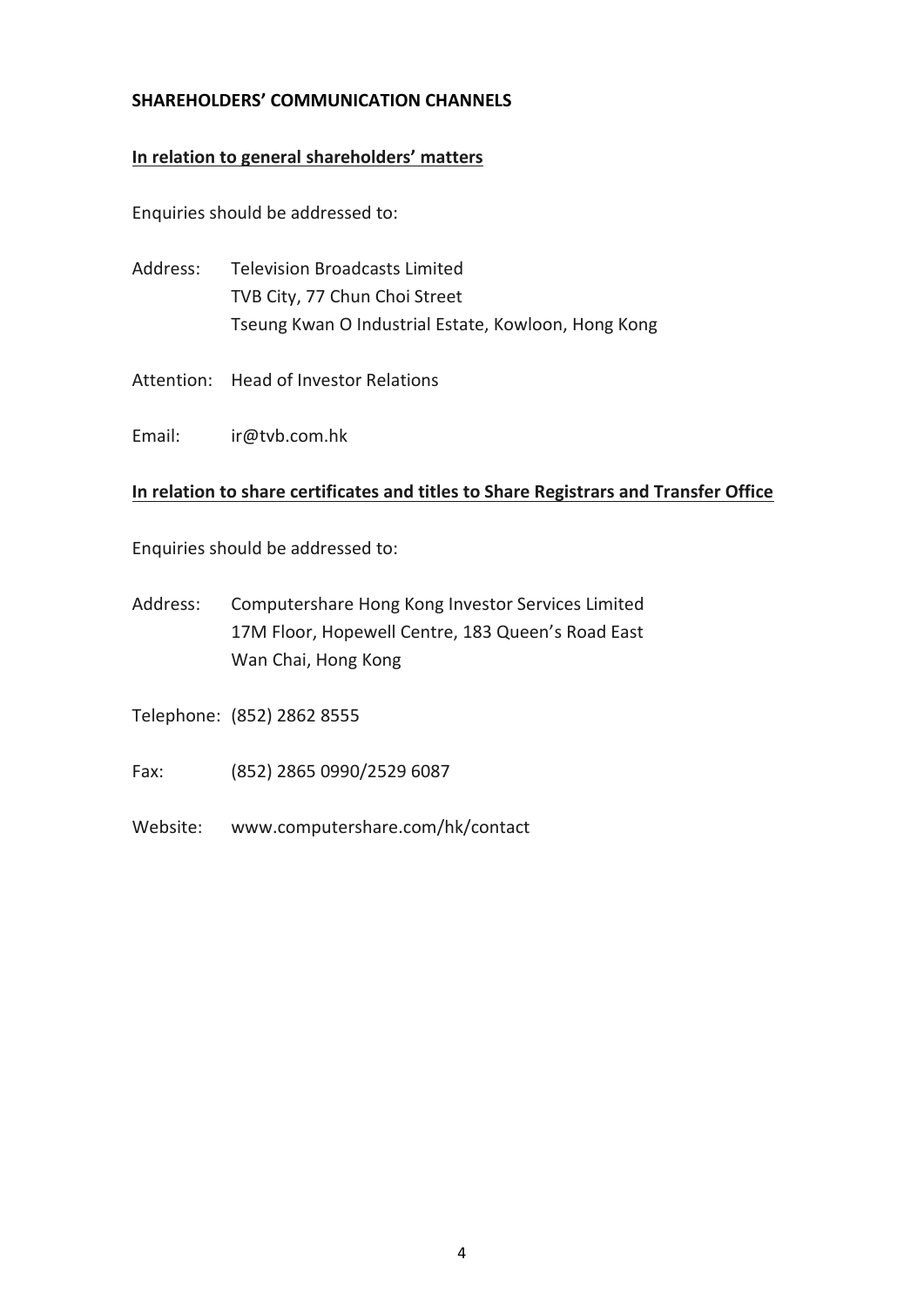## SHAREHOLDERS' COMMUNICATION CHANNELS

### In relation to general shareholders' matters

Enquiries should be addressed to:

Address: Television Broadcasts Limited
TVB City, 77 Chun Choi Street
Tseung Kwan O Industrial Estate, Kowloon, Hong Kong

Attention: Head of Investor Relations

Email: ir@tvb.com.hk

### In relation to share certificates and titles to Share Registrars and Transfer Office

Enquiries should be addressed to:

Address: Computershare Hong Kong Investor Services Limited
17M Floor, Hopewell Centre, 183 Queen's Road East
Wan Chai, Hong Kong

Telephone: (852) 2862 8555

Fax: (852) 2865 0990/2529 6087

Website: www.computershare.com/hk/contact